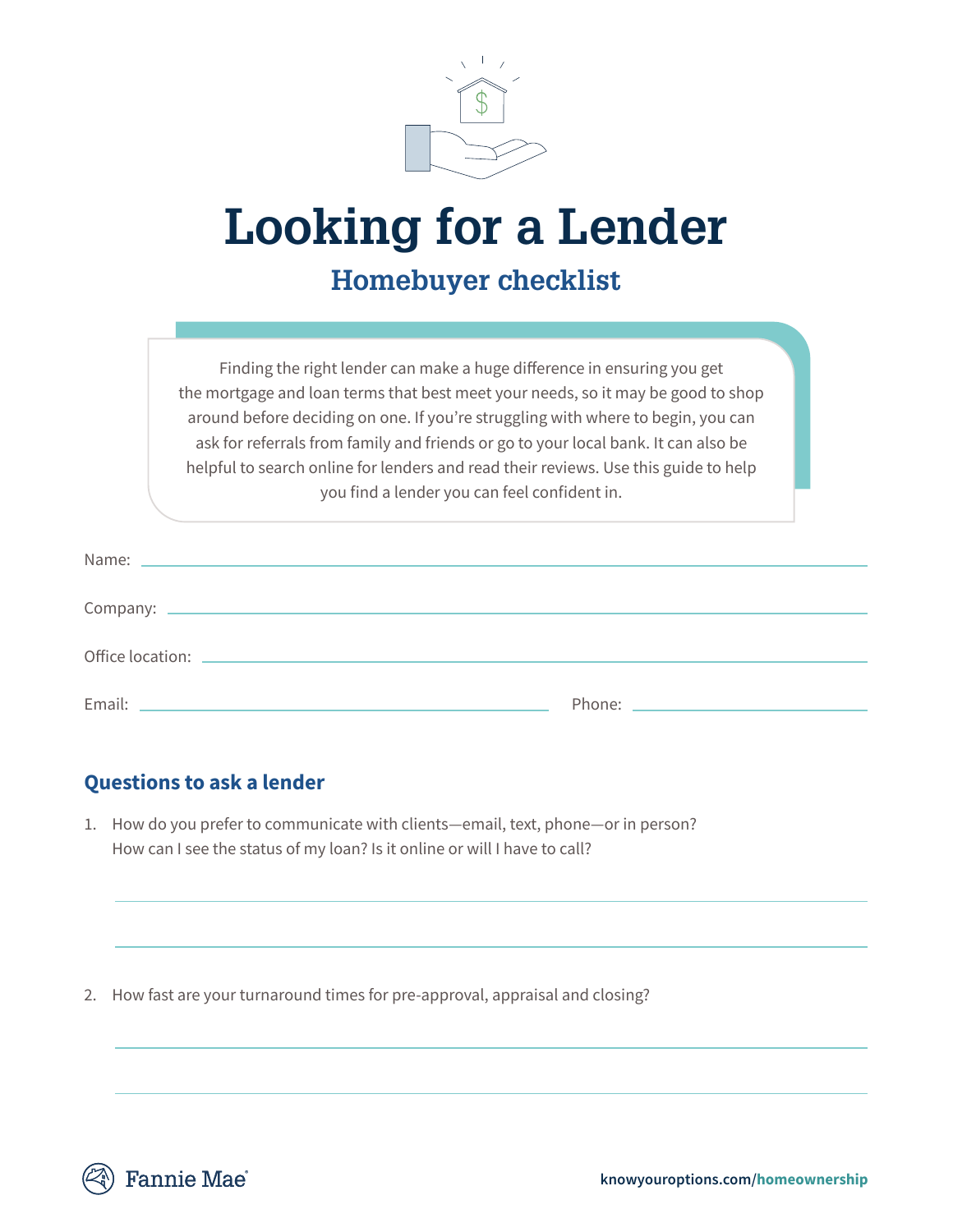# Looking for a Lender

## Homebuyer checklist

Finding the right lender can make a huge difference in ensuring you get the mortgage and loan terms that best meet your needs, so it may be good to shop around before deciding on one. If you're struggling with where to begin, you can ask for referrals from family and friends or go to your local bank. It can also be helpful to search online for lenders and read their reviews. Use this guide to help you find a lender you can feel confident in.

Name: ______________________________

Company: ______________________________

Office location: ______________________________

Email: ______________________________ Phone: ______________________________

### Questions to ask a lender

1. How do you prefer to communicate with clients—email, text, phone—or in person? How can I see the status of my loan? Is it online or will I have to call?

   ______________________________

   ______________________________

2. How fast are your turnaround times for pre-approval, appraisal and closing?

   ______________________________

   ______________________________

Fannie Mae

knowyouroptions.com/homeownership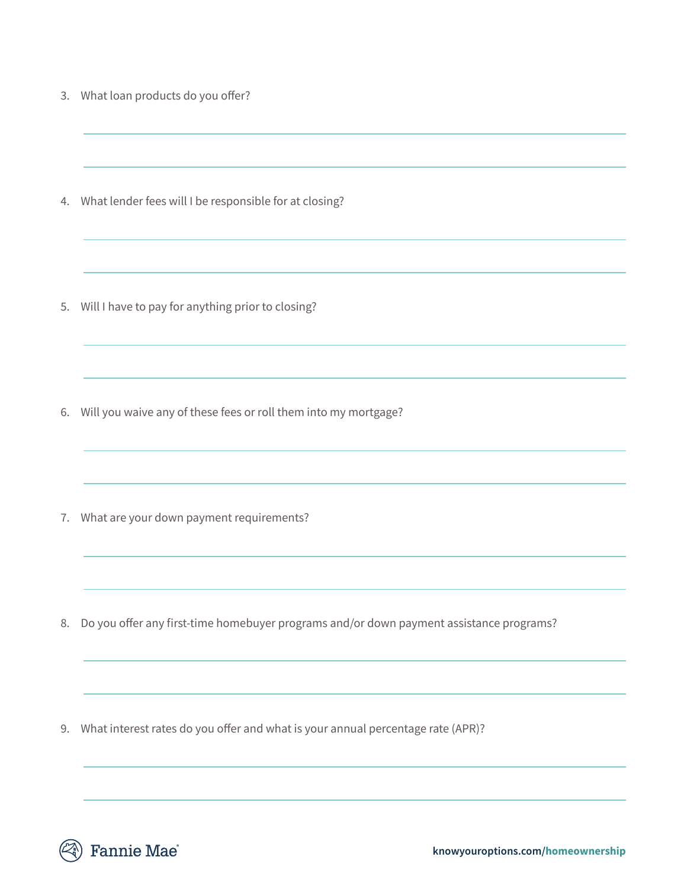3. What loan products do you offer?

4. What lender fees will I be responsible for at closing?

5. Will I have to pay for anything prior to closing?

6. Will you waive any of these fees or roll them into my mortgage?

7. What are your down payment requirements?

8. Do you offer any first-time homebuyer programs and/or down payment assistance programs?

9. What interest rates do you offer and what is your annual percentage rate (APR)?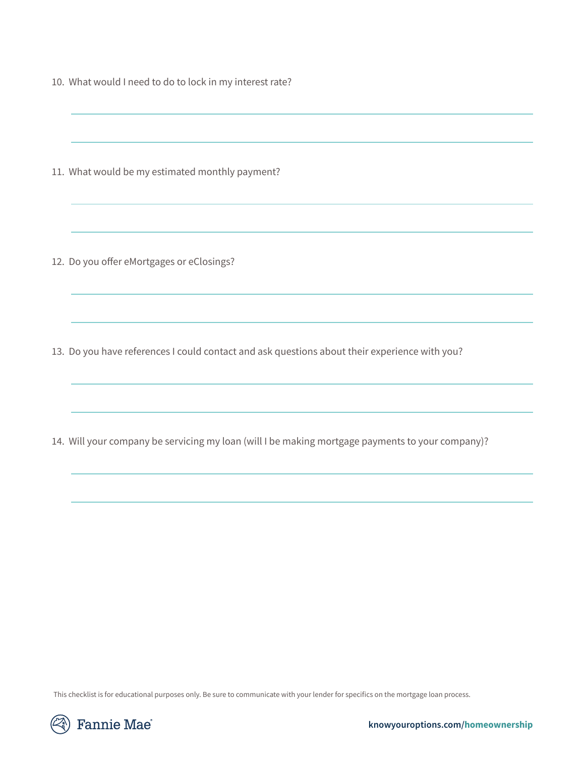10. What would I need to do to lock in my interest rate?

11. What would be my estimated monthly payment?

12. Do you offer eMortgages or eClosings?

13. Do you have references I could contact and ask questions about their experience with you?

14. Will your company be servicing my loan (will I be making mortgage payments to your company)?

This checklist is for educational purposes only. Be sure to communicate with your lender for specifics on the mortgage loan process.

Fannie Mae

knowyouroptions.com/homeownership